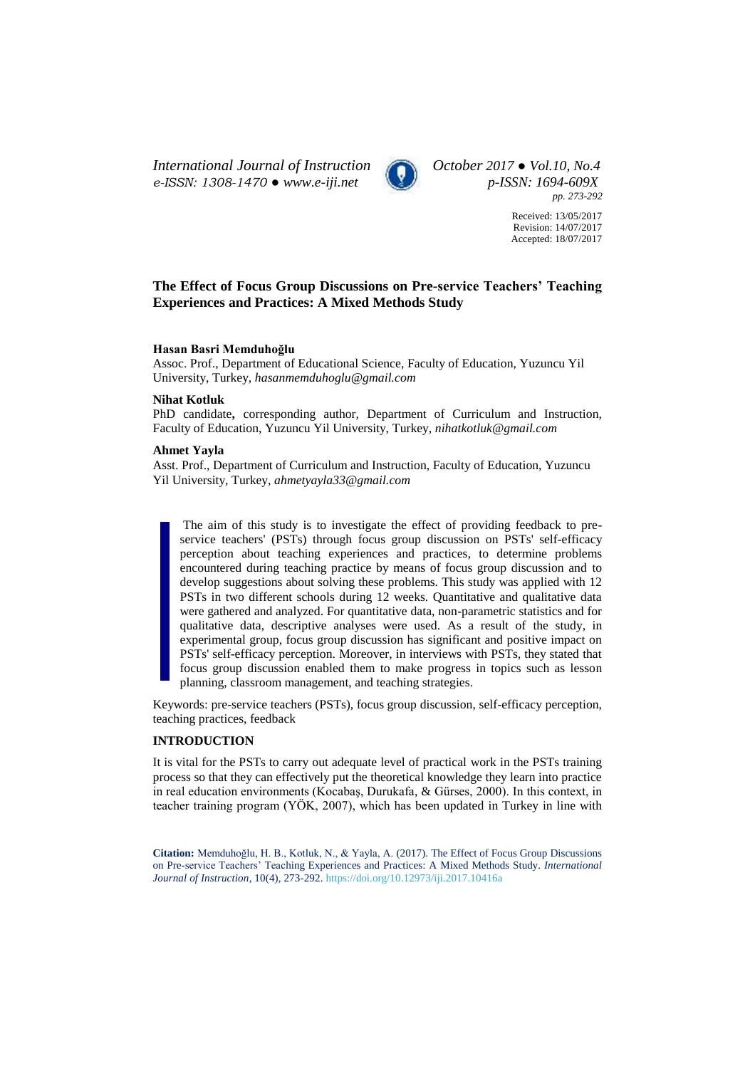# The Effect of Focus Group Discussions on Pre-service Teachers' Teaching Experiences and Practices: A Mixed Methods Study

**Hasan Basri Memduhoğlu**

Assoc. Prof., Department of Educational Science, Faculty of Education, Yuzuncu Yil University, Turkey, *hasanmemduhoglu@gmail.com*

**Nihat Kotluk**

PhD candidate**,** corresponding author, Department of Curriculum and Instruction, Faculty of Education, Yuzuncu Yil University, Turkey, *nihatkotluk@gmail.com*

**Ahmet Yayla**

Asst. Prof., Department of Curriculum and Instruction, Faculty of Education, Yuzuncu Yil University, Turkey, *ahmetyayla33@gmail.com*

The aim of this study is to investigate the effect of providing feedback to pre-service teachers' (PSTs) through focus group discussion on PSTs' self-efficacy perception about teaching experiences and practices, to determine problems encountered during teaching practice by means of focus group discussion and to develop suggestions about solving these problems. This study was applied with 12 PSTs in two different schools during 12 weeks. Quantitative and qualitative data were gathered and analyzed. For quantitative data, non-parametric statistics and for qualitative data, descriptive analyses were used. As a result of the study, in experimental group, focus group discussion has significant and positive impact on PSTs' self-efficacy perception. Moreover, in interviews with PSTs, they stated that focus group discussion enabled them to make progress in topics such as lesson planning, classroom management, and teaching strategies.

Keywords: pre-service teachers (PSTs), focus group discussion, self-efficacy perception, teaching practices, feedback

## INTRODUCTION

It is vital for the PSTs to carry out adequate level of practical work in the PSTs training process so that they can effectively put the theoretical knowledge they learn into practice in real education environments (Kocabaş, Durukafa, & Gürses, 2000). In this context, in teacher training program (YÖK, 2007), which has been updated in Turkey in line with

**Citation:** Memduhoğlu, H. B., Kotluk, N., & Yayla, A. (2017). The Effect of Focus Group Discussions on Pre-service Teachers' Teaching Experiences and Practices: A Mixed Methods Study. *International Journal of Instruction*, 10(4), 273-292. https://doi.org/10.12973/iji.2017.10416a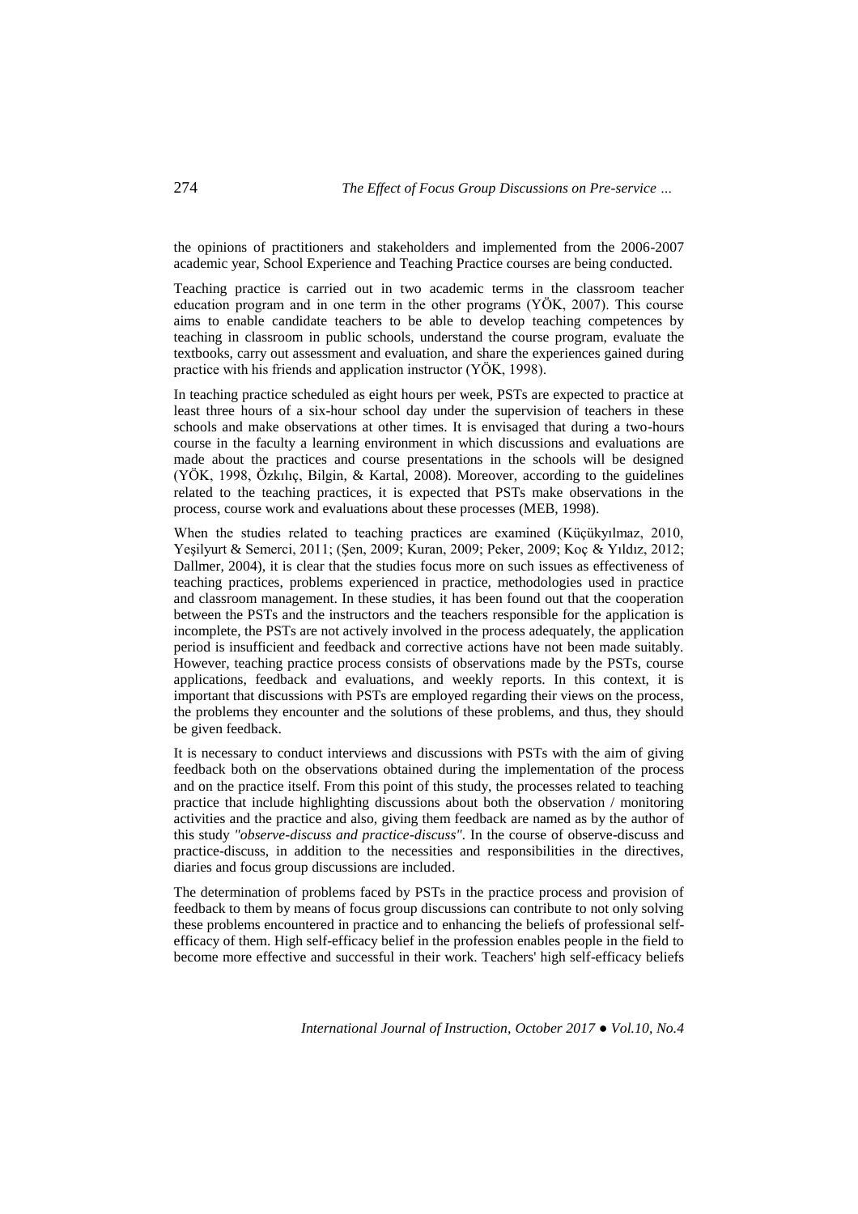the opinions of practitioners and stakeholders and implemented from the 2006-2007 academic year, School Experience and Teaching Practice courses are being conducted.

Teaching practice is carried out in two academic terms in the classroom teacher education program and in one term in the other programs (YÖK, 2007). This course aims to enable candidate teachers to be able to develop teaching competences by teaching in classroom in public schools, understand the course program, evaluate the textbooks, carry out assessment and evaluation, and share the experiences gained during practice with his friends and application instructor (YÖK, 1998).

In teaching practice scheduled as eight hours per week, PSTs are expected to practice at least three hours of a six-hour school day under the supervision of teachers in these schools and make observations at other times. It is envisaged that during a two-hours course in the faculty a learning environment in which discussions and evaluations are made about the practices and course presentations in the schools will be designed (YÖK, 1998, Özkılıç, Bilgin, & Kartal, 2008). Moreover, according to the guidelines related to the teaching practices, it is expected that PSTs make observations in the process, course work and evaluations about these processes (MEB, 1998).

When the studies related to teaching practices are examined (Küçükyılmaz, 2010, Yeşilyurt & Semerci, 2011; (Şen, 2009; Kuran, 2009; Peker, 2009; Koç & Yıldız, 2012; Dallmer, 2004), it is clear that the studies focus more on such issues as effectiveness of teaching practices, problems experienced in practice, methodologies used in practice and classroom management. In these studies, it has been found out that the cooperation between the PSTs and the instructors and the teachers responsible for the application is incomplete, the PSTs are not actively involved in the process adequately, the application period is insufficient and feedback and corrective actions have not been made suitably. However, teaching practice process consists of observations made by the PSTs, course applications, feedback and evaluations, and weekly reports. In this context, it is important that discussions with PSTs are employed regarding their views on the process, the problems they encounter and the solutions of these problems, and thus, they should be given feedback.

It is necessary to conduct interviews and discussions with PSTs with the aim of giving feedback both on the observations obtained during the implementation of the process and on the practice itself. From this point of this study, the processes related to teaching practice that include highlighting discussions about both the observation / monitoring activities and the practice and also, giving them feedback are named as by the author of this study *"observe-discuss and practice-discuss"*. In the course of observe-discuss and practice-discuss, in addition to the necessities and responsibilities in the directives, diaries and focus group discussions are included.

The determination of problems faced by PSTs in the practice process and provision of feedback to them by means of focus group discussions can contribute to not only solving these problems encountered in practice and to enhancing the beliefs of professional self-efficacy of them. High self-efficacy belief in the profession enables people in the field to become more effective and successful in their work. Teachers' high self-efficacy beliefs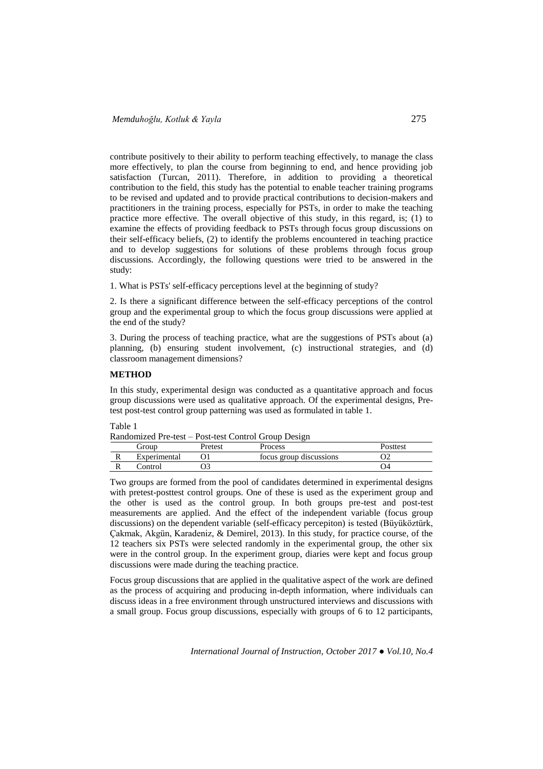contribute positively to their ability to perform teaching effectively, to manage the class more effectively, to plan the course from beginning to end, and hence providing job satisfaction (Turcan, 2011). Therefore, in addition to providing a theoretical contribution to the field, this study has the potential to enable teacher training programs to be revised and updated and to provide practical contributions to decision-makers and practitioners in the training process, especially for PSTs, in order to make the teaching practice more effective. The overall objective of this study, in this regard, is; (1) to examine the effects of providing feedback to PSTs through focus group discussions on their self-efficacy beliefs, (2) to identify the problems encountered in teaching practice and to develop suggestions for solutions of these problems through focus group discussions. Accordingly, the following questions were tried to be answered in the study:

1. What is PSTs' self-efficacy perceptions level at the beginning of study?

2. Is there a significant difference between the self-efficacy perceptions of the control group and the experimental group to which the focus group discussions were applied at the end of the study?

3. During the process of teaching practice, what are the suggestions of PSTs about (a) planning, (b) ensuring student involvement, (c) instructional strategies, and (d) classroom management dimensions?

## METHOD

In this study, experimental design was conducted as a quantitative approach and focus group discussions were used as qualitative approach. Of the experimental designs, Pre-test post-test control group patterning was used as formulated in table 1.

Table 1
Randomized Pre-test – Post-test Control Group Design

| | Group | Pretest | Process | Posttest |
|---|---|---|---|---|
| R | Experimental | O1 | focus group discussions | O2 |
| R | Control | O3 | | O4 |

Two groups are formed from the pool of candidates determined in experimental designs with pretest-posttest control groups. One of these is used as the experiment group and the other is used as the control group. In both groups pre-test and post-test measurements are applied. And the effect of the independent variable (focus group discussions) on the dependent variable (self-efficacy percepiton) is tested (Büyüköztürk, Çakmak, Akgün, Karadeniz, & Demirel, 2013). In this study, for practice course, of the 12 teachers six PSTs were selected randomly in the experimental group, the other six were in the control group. In the experiment group, diaries were kept and focus group discussions were made during the teaching practice.

Focus group discussions that are applied in the qualitative aspect of the work are defined as the process of acquiring and producing in-depth information, where individuals can discuss ideas in a free environment through unstructured interviews and discussions with a small group. Focus group discussions, especially with groups of 6 to 12 participants,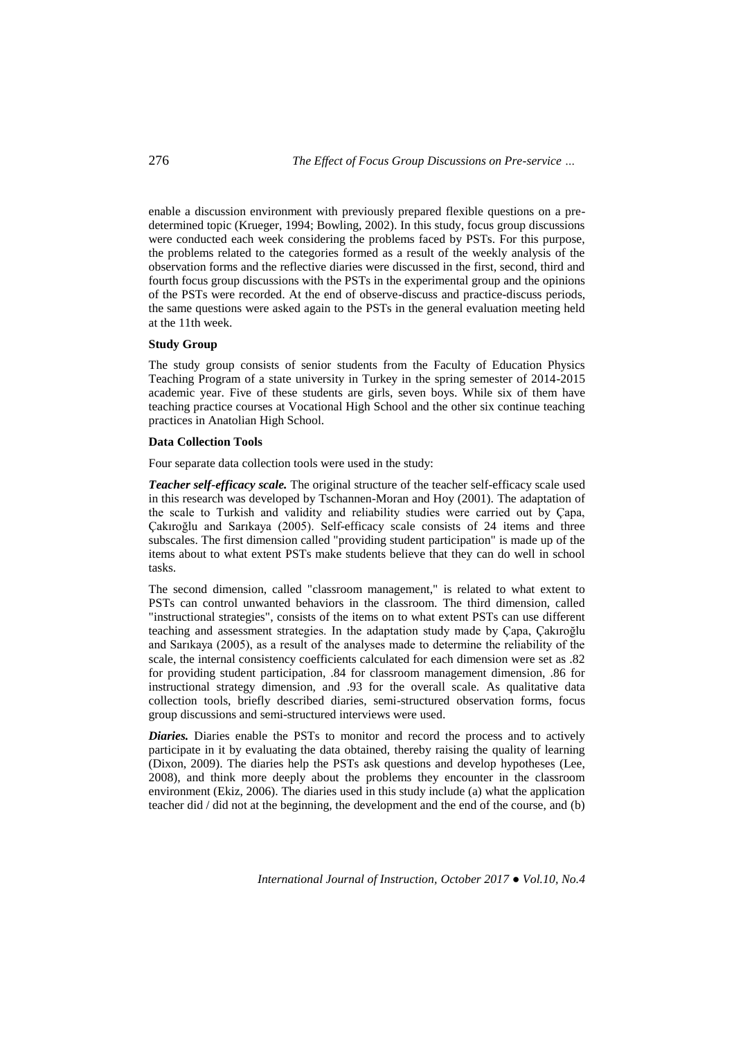enable a discussion environment with previously prepared flexible questions on a pre-determined topic (Krueger, 1994; Bowling, 2002). In this study, focus group discussions were conducted each week considering the problems faced by PSTs. For this purpose, the problems related to the categories formed as a result of the weekly analysis of the observation forms and the reflective diaries were discussed in the first, second, third and fourth focus group discussions with the PSTs in the experimental group and the opinions of the PSTs were recorded. At the end of observe-discuss and practice-discuss periods, the same questions were asked again to the PSTs in the general evaluation meeting held at the 11th week.

**Study Group**

The study group consists of senior students from the Faculty of Education Physics Teaching Program of a state university in Turkey in the spring semester of 2014-2015 academic year. Five of these students are girls, seven boys. While six of them have teaching practice courses at Vocational High School and the other six continue teaching practices in Anatolian High School.

**Data Collection Tools**

Four separate data collection tools were used in the study:

***Teacher self-efficacy scale.*** The original structure of the teacher self-efficacy scale used in this research was developed by Tschannen-Moran and Hoy (2001). The adaptation of the scale to Turkish and validity and reliability studies were carried out by Çapa, Çakıroğlu and Sarıkaya (2005). Self-efficacy scale consists of 24 items and three subscales. The first dimension called "providing student participation" is made up of the items about to what extent PSTs make students believe that they can do well in school tasks.

The second dimension, called "classroom management," is related to what extent to PSTs can control unwanted behaviors in the classroom. The third dimension, called "instructional strategies", consists of the items on to what extent PSTs can use different teaching and assessment strategies. In the adaptation study made by Çapa, Çakıroğlu and Sarıkaya (2005), as a result of the analyses made to determine the reliability of the scale, the internal consistency coefficients calculated for each dimension were set as .82 for providing student participation, .84 for classroom management dimension, .86 for instructional strategy dimension, and .93 for the overall scale. As qualitative data collection tools, briefly described diaries, semi-structured observation forms, focus group discussions and semi-structured interviews were used.

***Diaries.*** Diaries enable the PSTs to monitor and record the process and to actively participate in it by evaluating the data obtained, thereby raising the quality of learning (Dixon, 2009). The diaries help the PSTs ask questions and develop hypotheses (Lee, 2008), and think more deeply about the problems they encounter in the classroom environment (Ekiz, 2006). The diaries used in this study include (a) what the application teacher did / did not at the beginning, the development and the end of the course, and (b)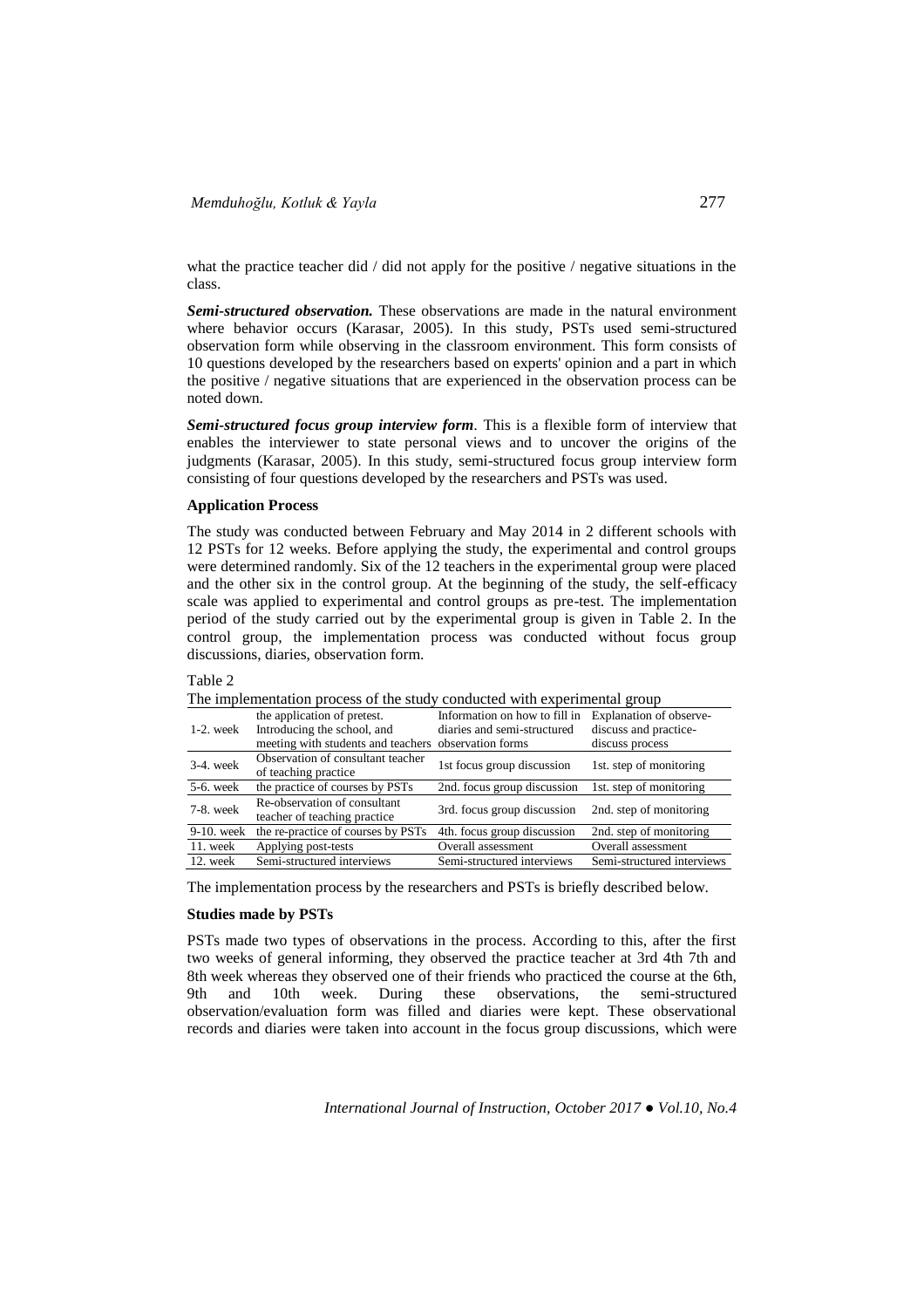what the practice teacher did / did not apply for the positive / negative situations in the class.

***Semi-structured observation.*** These observations are made in the natural environment where behavior occurs (Karasar, 2005). In this study, PSTs used semi-structured observation form while observing in the classroom environment. This form consists of 10 questions developed by the researchers based on experts' opinion and a part in which the positive / negative situations that are experienced in the observation process can be noted down.

***Semi-structured focus group interview form***. This is a flexible form of interview that enables the interviewer to state personal views and to uncover the origins of the judgments (Karasar, 2005). In this study, semi-structured focus group interview form consisting of four questions developed by the researchers and PSTs was used.

**Application Process**

The study was conducted between February and May 2014 in 2 different schools with 12 PSTs for 12 weeks. Before applying the study, the experimental and control groups were determined randomly. Six of the 12 teachers in the experimental group were placed and the other six in the control group. At the beginning of the study, the self-efficacy scale was applied to experimental and control groups as pre-test. The implementation period of the study carried out by the experimental group is given in Table 2. In the control group, the implementation process was conducted without focus group discussions, diaries, observation form.

Table 2

The implementation process of the study conducted with experimental group

| | | | |
|---|---|---|---|
| 1-2. week | the application of pretest. Introducing the school, and meeting with students and teachers | Information on how to fill in diaries and semi-structured observation forms | Explanation of observe-discuss and practice-discuss process |
| 3-4. week | Observation of consultant teacher of teaching practice | 1st focus group discussion | 1st. step of monitoring |
| 5-6. week | the practice of courses by PSTs | 2nd. focus group discussion | 1st. step of monitoring |
| 7-8. week | Re-observation of consultant teacher of teaching practice | 3rd. focus group discussion | 2nd. step of monitoring |
| 9-10. week | the re-practice of courses by PSTs | 4th. focus group discussion | 2nd. step of monitoring |
| 11. week | Applying post-tests | Overall assessment | Overall assessment |
| 12. week | Semi-structured interviews | Semi-structured interviews | Semi-structured interviews |

The implementation process by the researchers and PSTs is briefly described below.

**Studies made by PSTs**

PSTs made two types of observations in the process. According to this, after the first two weeks of general informing, they observed the practice teacher at 3rd 4th 7th and 8th week whereas they observed one of their friends who practiced the course at the 6th, 9th and 10th week. During these observations, the semi-structured observation/evaluation form was filled and diaries were kept. These observational records and diaries were taken into account in the focus group discussions, which were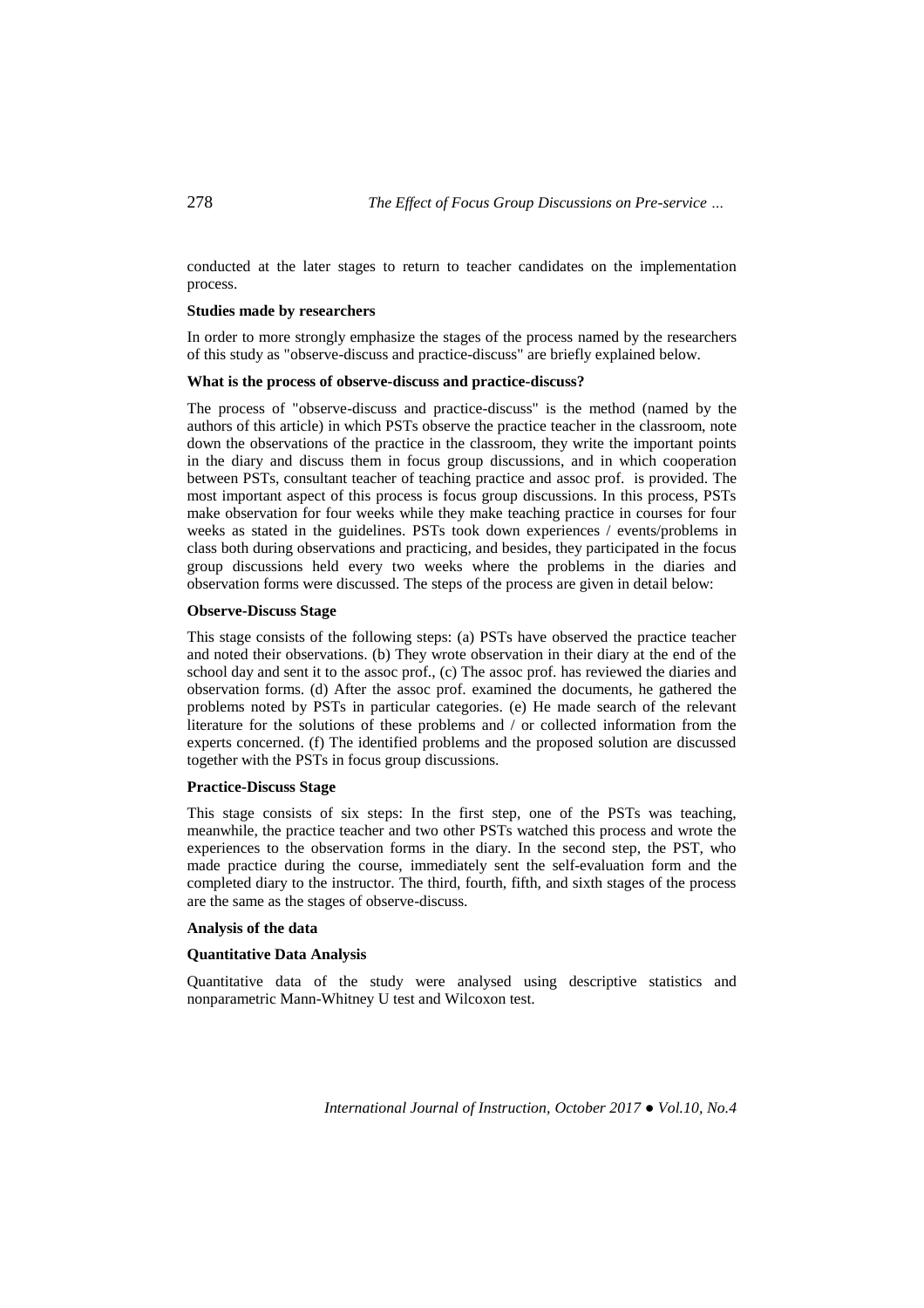conducted at the later stages to return to teacher candidates on the implementation process.

**Studies made by researchers**

In order to more strongly emphasize the stages of the process named by the researchers of this study as "observe-discuss and practice-discuss" are briefly explained below.

**What is the process of observe-discuss and practice-discuss?**

The process of "observe-discuss and practice-discuss" is the method (named by the authors of this article) in which PSTs observe the practice teacher in the classroom, note down the observations of the practice in the classroom, they write the important points in the diary and discuss them in focus group discussions, and in which cooperation between PSTs, consultant teacher of teaching practice and assoc prof. is provided. The most important aspect of this process is focus group discussions. In this process, PSTs make observation for four weeks while they make teaching practice in courses for four weeks as stated in the guidelines. PSTs took down experiences / events/problems in class both during observations and practicing, and besides, they participated in the focus group discussions held every two weeks where the problems in the diaries and observation forms were discussed. The steps of the process are given in detail below:

**Observe-Discuss Stage**

This stage consists of the following steps: (a) PSTs have observed the practice teacher and noted their observations. (b) They wrote observation in their diary at the end of the school day and sent it to the assoc prof., (c) The assoc prof. has reviewed the diaries and observation forms. (d) After the assoc prof. examined the documents, he gathered the problems noted by PSTs in particular categories. (e) He made search of the relevant literature for the solutions of these problems and / or collected information from the experts concerned. (f) The identified problems and the proposed solution are discussed together with the PSTs in focus group discussions.

**Practice-Discuss Stage**

This stage consists of six steps: In the first step, one of the PSTs was teaching, meanwhile, the practice teacher and two other PSTs watched this process and wrote the experiences to the observation forms in the diary. In the second step, the PST, who made practice during the course, immediately sent the self-evaluation form and the completed diary to the instructor. The third, fourth, fifth, and sixth stages of the process are the same as the stages of observe-discuss.

**Analysis of the data**

**Quantitative Data Analysis**

Quantitative data of the study were analysed using descriptive statistics and nonparametric Mann-Whitney U test and Wilcoxon test.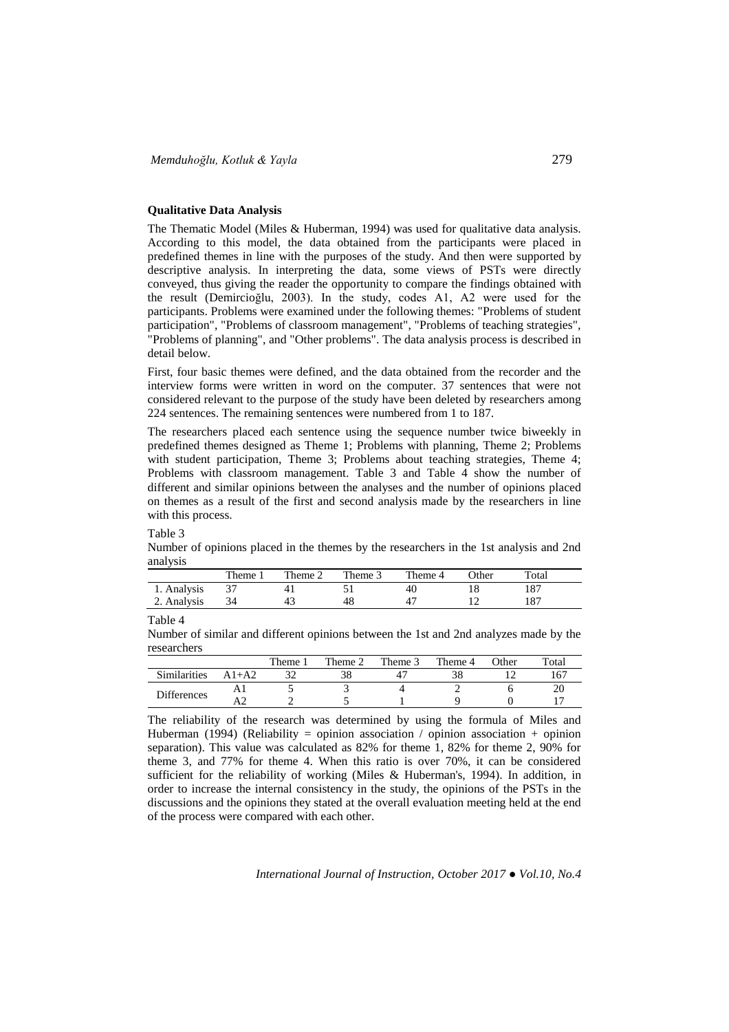**Qualitative Data Analysis**

The Thematic Model (Miles & Huberman, 1994) was used for qualitative data analysis. According to this model, the data obtained from the participants were placed in predefined themes in line with the purposes of the study. And then were supported by descriptive analysis. In interpreting the data, some views of PSTs were directly conveyed, thus giving the reader the opportunity to compare the findings obtained with the result (Demircioğlu, 2003). In the study, codes A1, A2 were used for the participants. Problems were examined under the following themes: "Problems of student participation", "Problems of classroom management", "Problems of teaching strategies", "Problems of planning", and "Other problems". The data analysis process is described in detail below.

First, four basic themes were defined, and the data obtained from the recorder and the interview forms were written in word on the computer. 37 sentences that were not considered relevant to the purpose of the study have been deleted by researchers among 224 sentences. The remaining sentences were numbered from 1 to 187.

The researchers placed each sentence using the sequence number twice biweekly in predefined themes designed as Theme 1; Problems with planning, Theme 2; Problems with student participation, Theme 3; Problems about teaching strategies, Theme 4; Problems with classroom management. Table 3 and Table 4 show the number of different and similar opinions between the analyses and the number of opinions placed on themes as a result of the first and second analysis made by the researchers in line with this process.

Table 3
Number of opinions placed in the themes by the researchers in the 1st analysis and 2nd analysis

| | Theme 1 | Theme 2 | Theme 3 | Theme 4 | Other | Total |
|---|---|---|---|---|---|---|
| 1. Analysis | 37 | 41 | 51 | 40 | 18 | 187 |
| 2. Analysis | 34 | 43 | 48 | 47 | 12 | 187 |

Table 4
Number of similar and different opinions between the 1st and 2nd analyzes made by the researchers

| | | Theme 1 | Theme 2 | Theme 3 | Theme 4 | Other | Total |
|---|---|---|---|---|---|---|---|
| Similarities | A1+A2 | 32 | 38 | 47 | 38 | 12 | 167 |
| Differences | A1 | 5 | 3 | 4 | 2 | 6 | 20 |
| | A2 | 2 | 5 | 1 | 9 | 0 | 17 |

The reliability of the research was determined by using the formula of Miles and Huberman (1994) (Reliability = opinion association / opinion association + opinion separation). This value was calculated as 82% for theme 1, 82% for theme 2, 90% for theme 3, and 77% for theme 4. When this ratio is over 70%, it can be considered sufficient for the reliability of working (Miles & Huberman's, 1994). In addition, in order to increase the internal consistency in the study, the opinions of the PSTs in the discussions and the opinions they stated at the overall evaluation meeting held at the end of the process were compared with each other.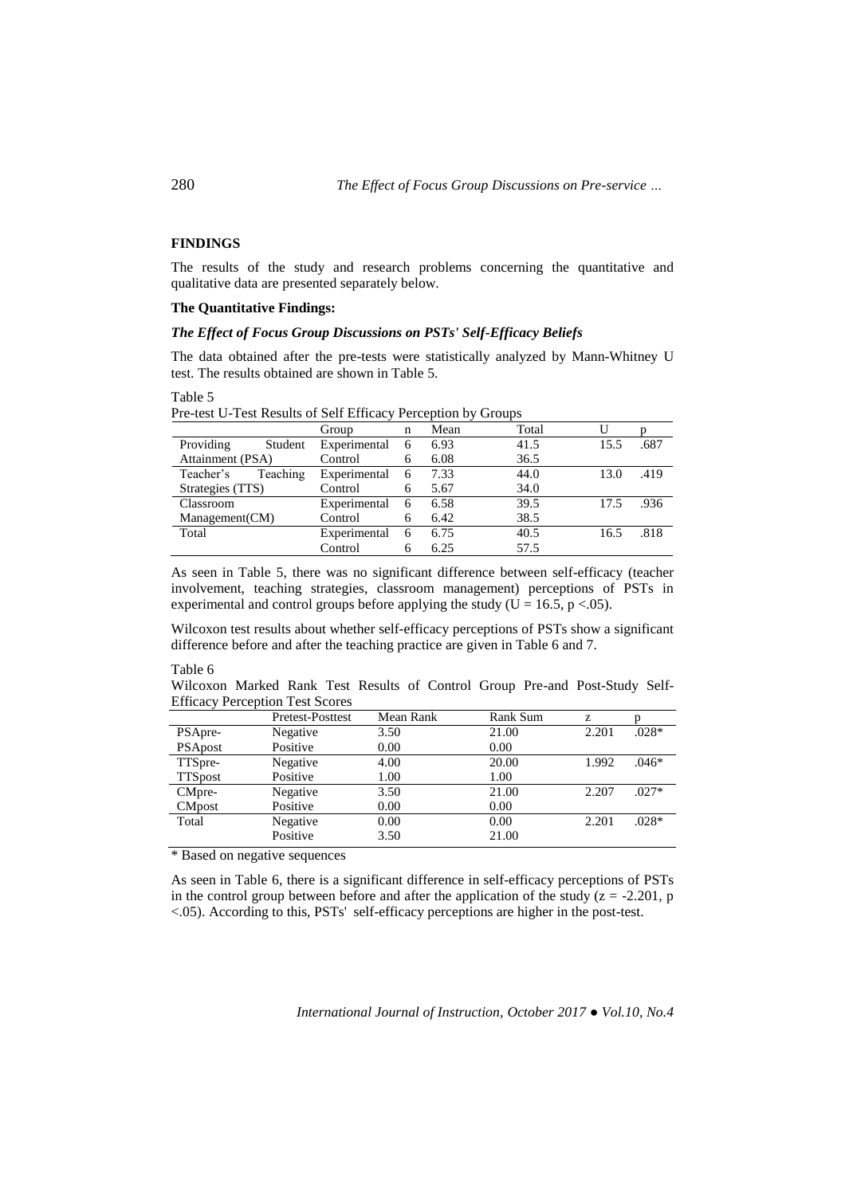## FINDINGS

The results of the study and research problems concerning the quantitative and qualitative data are presented separately below.

### The Quantitative Findings:

#### *The Effect of Focus Group Discussions on PSTs' Self-Efficacy Beliefs*

The data obtained after the pre-tests were statistically analyzed by Mann-Whitney U test. The results obtained are shown in Table 5.

Table 5
Pre-test U-Test Results of Self Efficacy Perception by Groups

| | Group | n | Mean | Total | U | p |
|---|---|---|---|---|---|---|
| Providing Student Attainment (PSA) | Experimental | 6 | 6.93 | 41.5 | 15.5 | .687 |
| | Control | 6 | 6.08 | 36.5 | | |
| Teacher's Teaching Strategies (TTS) | Experimental | 6 | 7.33 | 44.0 | 13.0 | .419 |
| | Control | 6 | 5.67 | 34.0 | | |
| Classroom Management(CM) | Experimental | 6 | 6.58 | 39.5 | 17.5 | .936 |
| | Control | 6 | 6.42 | 38.5 | | |
| Total | Experimental | 6 | 6.75 | 40.5 | 16.5 | .818 |
| | Control | 6 | 6.25 | 57.5 | | |

As seen in Table 5, there was no significant difference between self-efficacy (teacher involvement, teaching strategies, classroom management) perceptions of PSTs in experimental and control groups before applying the study ($U = 16.5$, $p <.05$).

Wilcoxon test results about whether self-efficacy perceptions of PSTs show a significant difference before and after the teaching practice are given in Table 6 and 7.

Table 6
Wilcoxon Marked Rank Test Results of Control Group Pre-and Post-Study Self-Efficacy Perception Test Scores

| | Pretest-Posttest | Mean Rank | Rank Sum | z | p |
|---|---|---|---|---|---|
| PSApre-PSApost | Negative | 3.50 | 21.00 | 2.201 | .028* |
| | Positive | 0.00 | 0.00 | | |
| TTSpre-TTSpost | Negative | 4.00 | 20.00 | 1.992 | .046* |
| | Positive | 1.00 | 1.00 | | |
| CMpre-CMpost | Negative | 3.50 | 21.00 | 2.207 | .027* |
| | Positive | 0.00 | 0.00 | | |
| Total | Negative | 0.00 | 0.00 | 2.201 | .028* |
| | Positive | 3.50 | 21.00 | | |

\* Based on negative sequences

As seen in Table 6, there is a significant difference in self-efficacy perceptions of PSTs in the control group between before and after the application of the study ($z = -2.201$, $p <.05$). According to this, PSTs' self-efficacy perceptions are higher in the post-test.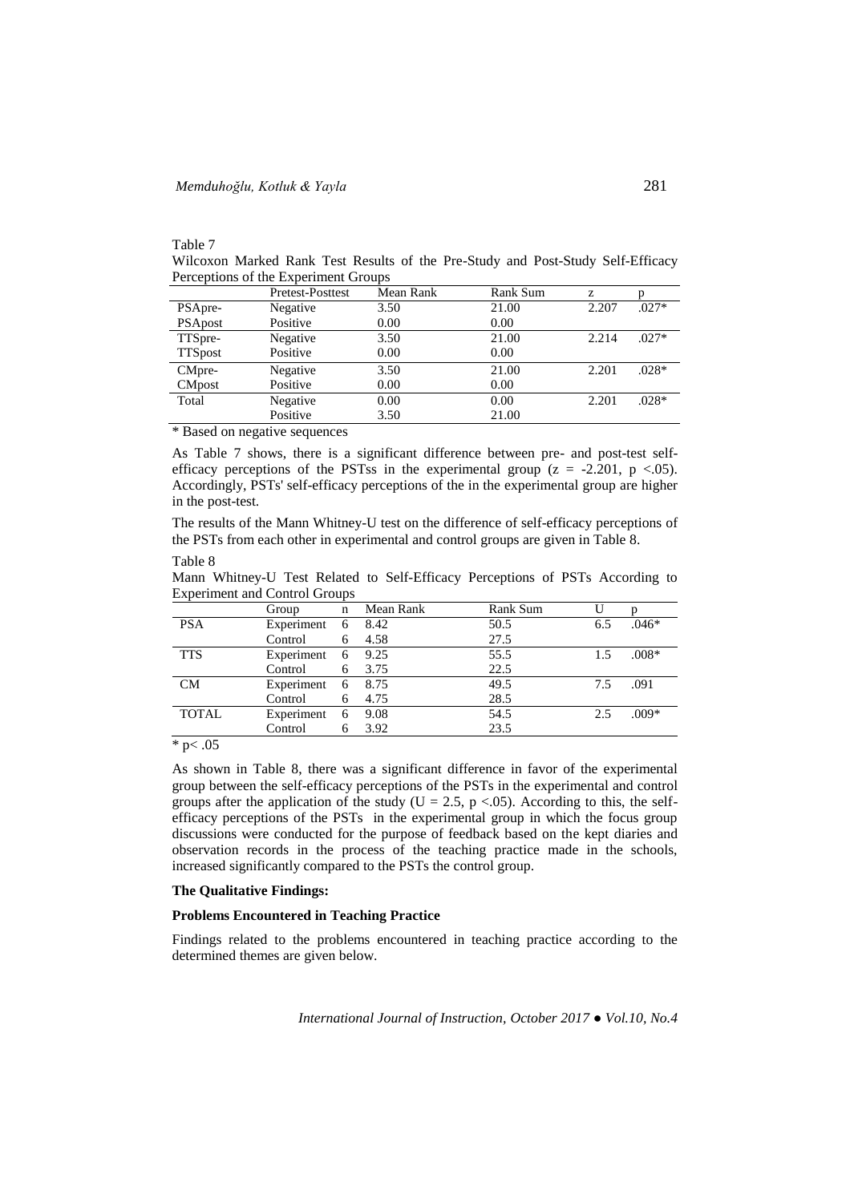Table 7

Wilcoxon Marked Rank Test Results of the Pre-Study and Post-Study Self-Efficacy Perceptions of the Experiment Groups

| | Pretest-Posttest | Mean Rank | Rank Sum | z | p |
|---|---|---|---|---|---|
| PSApre- | Negative | 3.50 | 21.00 | 2.207 | .027* |
| PSApost | Positive | 0.00 | 0.00 | | |
| TTSpre- | Negative | 3.50 | 21.00 | 2.214 | .027* |
| TTSpost | Positive | 0.00 | 0.00 | | |
| CMpre- | Negative | 3.50 | 21.00 | 2.201 | .028* |
| CMpost | Positive | 0.00 | 0.00 | | |
| Total | Negative | 0.00 | 0.00 | 2.201 | .028* |
| | Positive | 3.50 | 21.00 | | |

* Based on negative sequences

As Table 7 shows, there is a significant difference between pre- and post-test self-efficacy perceptions of the PSTss in the experimental group ($z = -2.201$, $p < .05$). Accordingly, PSTs' self-efficacy perceptions of the in the experimental group are higher in the post-test.

The results of the Mann Whitney-U test on the difference of self-efficacy perceptions of the PSTs from each other in experimental and control groups are given in Table 8.

Table 8

Mann Whitney-U Test Related to Self-Efficacy Perceptions of PSTs According to Experiment and Control Groups

| | Group | n | Mean Rank | Rank Sum | U | p |
|---|---|---|---|---|---|---|
| PSA | Experiment | 6 | 8.42 | 50.5 | 6.5 | .046* |
| | Control | 6 | 4.58 | 27.5 | | |
| TTS | Experiment | 6 | 9.25 | 55.5 | 1.5 | .008* |
| | Control | 6 | 3.75 | 22.5 | | |
| CM | Experiment | 6 | 8.75 | 49.5 | 7.5 | .091 |
| | Control | 6 | 4.75 | 28.5 | | |
| TOTAL | Experiment | 6 | 9.08 | 54.5 | 2.5 | .009* |
| | Control | 6 | 3.92 | 23.5 | | |

* $p < .05$

As shown in Table 8, there was a significant difference in favor of the experimental group between the self-efficacy perceptions of the PSTs in the experimental and control groups after the application of the study ($U = 2.5$, $p < .05$). According to this, the self-efficacy perceptions of the PSTs in the experimental group in which the focus group discussions were conducted for the purpose of feedback based on the kept diaries and observation records in the process of the teaching practice made in the schools, increased significantly compared to the PSTs the control group.

**The Qualitative Findings:**

**Problems Encountered in Teaching Practice**

Findings related to the problems encountered in teaching practice according to the determined themes are given below.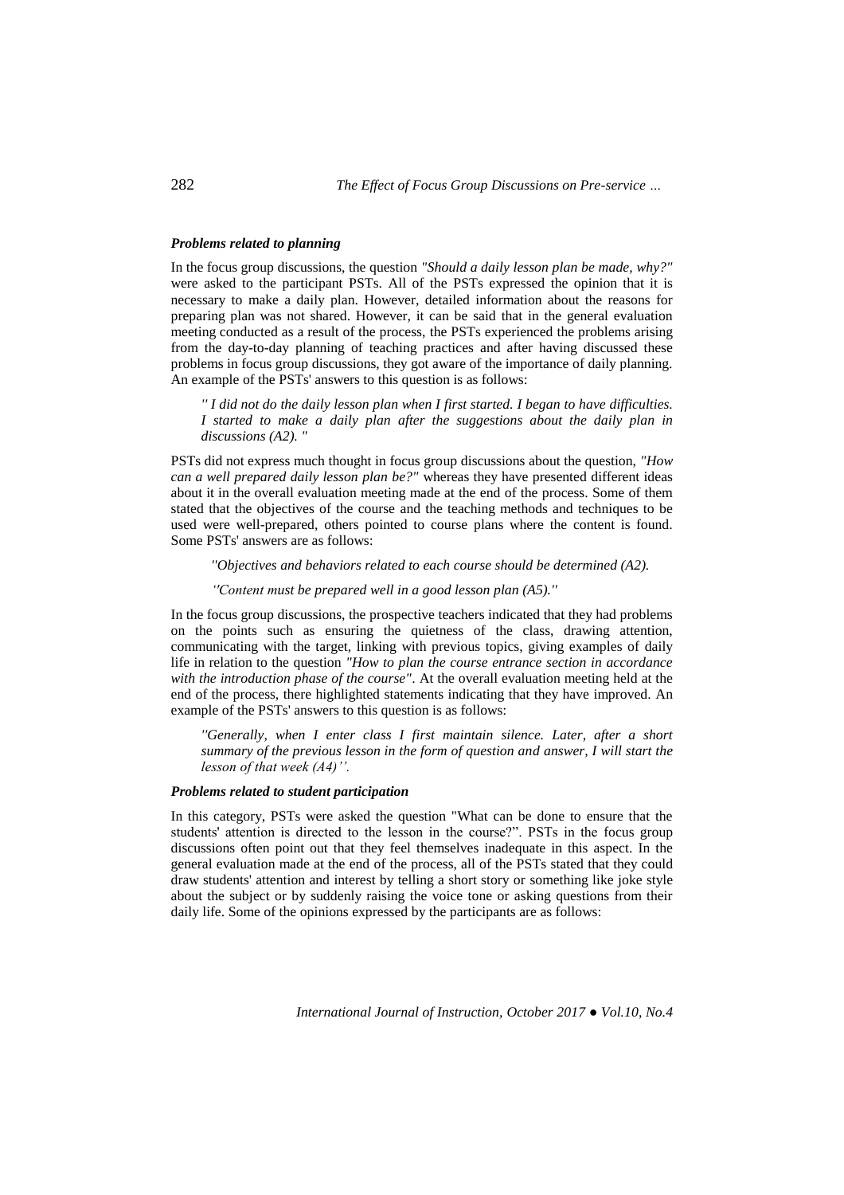### *Problems related to planning*

In the focus group discussions, the question *"Should a daily lesson plan be made, why?"* were asked to the participant PSTs. All of the PSTs expressed the opinion that it is necessary to make a daily plan. However, detailed information about the reasons for preparing plan was not shared. However, it can be said that in the general evaluation meeting conducted as a result of the process, the PSTs experienced the problems arising from the day-to-day planning of teaching practices and after having discussed these problems in focus group discussions, they got aware of the importance of daily planning. An example of the PSTs' answers to this question is as follows:

> *" I did not do the daily lesson plan when I first started. I began to have difficulties. I started to make a daily plan after the suggestions about the daily plan in discussions (A2). "*

PSTs did not express much thought in focus group discussions about the question, *"How can a well prepared daily lesson plan be?"* whereas they have presented different ideas about it in the overall evaluation meeting made at the end of the process. Some of them stated that the objectives of the course and the teaching methods and techniques to be used were well-prepared, others pointed to course plans where the content is found. Some PSTs' answers are as follows:

> *"Objectives and behaviors related to each course should be determined (A2).*
>
> *"Content must be prepared well in a good lesson plan (A5)."*

In the focus group discussions, the prospective teachers indicated that they had problems on the points such as ensuring the quietness of the class, drawing attention, communicating with the target, linking with previous topics, giving examples of daily life in relation to the question *"How to plan the course entrance section in accordance with the introduction phase of the course"*. At the overall evaluation meeting held at the end of the process, there highlighted statements indicating that they have improved. An example of the PSTs' answers to this question is as follows:

> *"Generally, when I enter class I first maintain silence. Later, after a short summary of the previous lesson in the form of question and answer, I will start the lesson of that week (A4)''.*

### *Problems related to student participation*

In this category, PSTs were asked the question "What can be done to ensure that the students' attention is directed to the lesson in the course?". PSTs in the focus group discussions often point out that they feel themselves inadequate in this aspect. In the general evaluation made at the end of the process, all of the PSTs stated that they could draw students' attention and interest by telling a short story or something like joke style about the subject or by suddenly raising the voice tone or asking questions from their daily life. Some of the opinions expressed by the participants are as follows: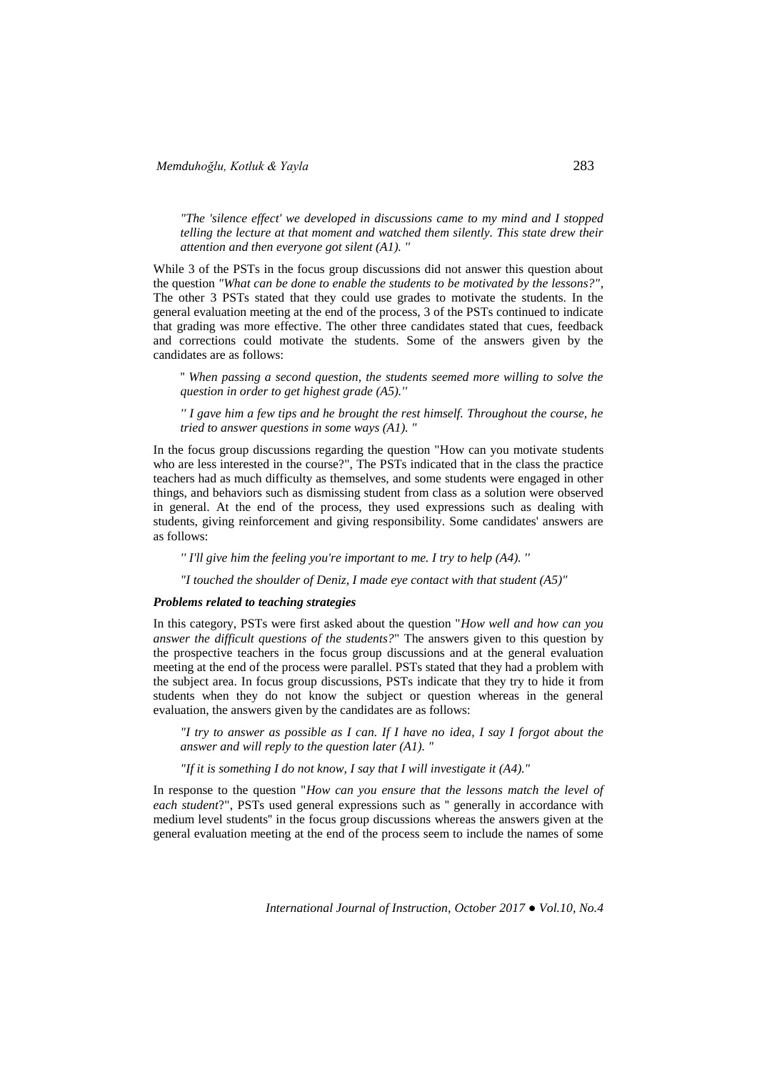*"The 'silence effect' we developed in discussions came to my mind and I stopped telling the lecture at that moment and watched them silently. This state drew their attention and then everyone got silent (A1). "*

While 3 of the PSTs in the focus group discussions did not answer this question about the question *"What can be done to enable the students to be motivated by the lessons?"*, The other 3 PSTs stated that they could use grades to motivate the students. In the general evaluation meeting at the end of the process, 3 of the PSTs continued to indicate that grading was more effective. The other three candidates stated that cues, feedback and corrections could motivate the students. Some of the answers given by the candidates are as follows:

" *When passing a second question, the students seemed more willing to solve the question in order to get highest grade (A5).''*

*'' I gave him a few tips and he brought the rest himself. Throughout the course, he tried to answer questions in some ways (A1). "*

In the focus group discussions regarding the question "How can you motivate students who are less interested in the course?", The PSTs indicated that in the class the practice teachers had as much difficulty as themselves, and some students were engaged in other things, and behaviors such as dismissing student from class as a solution were observed in general. At the end of the process, they used expressions such as dealing with students, giving reinforcement and giving responsibility. Some candidates' answers are as follows:

*'' I'll give him the feeling you're important to me. I try to help (A4). ''*

*"I touched the shoulder of Deniz, I made eye contact with that student (A5)"*

***Problems related to teaching strategies***

In this category, PSTs were first asked about the question "*How well and how can you answer the difficult questions of the students?*" The answers given to this question by the prospective teachers in the focus group discussions and at the general evaluation meeting at the end of the process were parallel. PSTs stated that they had a problem with the subject area. In focus group discussions, PSTs indicate that they try to hide it from students when they do not know the subject or question whereas in the general evaluation, the answers given by the candidates are as follows:

*"I try to answer as possible as I can. If I have no idea, I say I forgot about the answer and will reply to the question later (A1). "*

*"If it is something I do not know, I say that I will investigate it (A4)."*

In response to the question "*How can you ensure that the lessons match the level of each student*?", PSTs used general expressions such as " generally in accordance with medium level students" in the focus group discussions whereas the answers given at the general evaluation meeting at the end of the process seem to include the names of some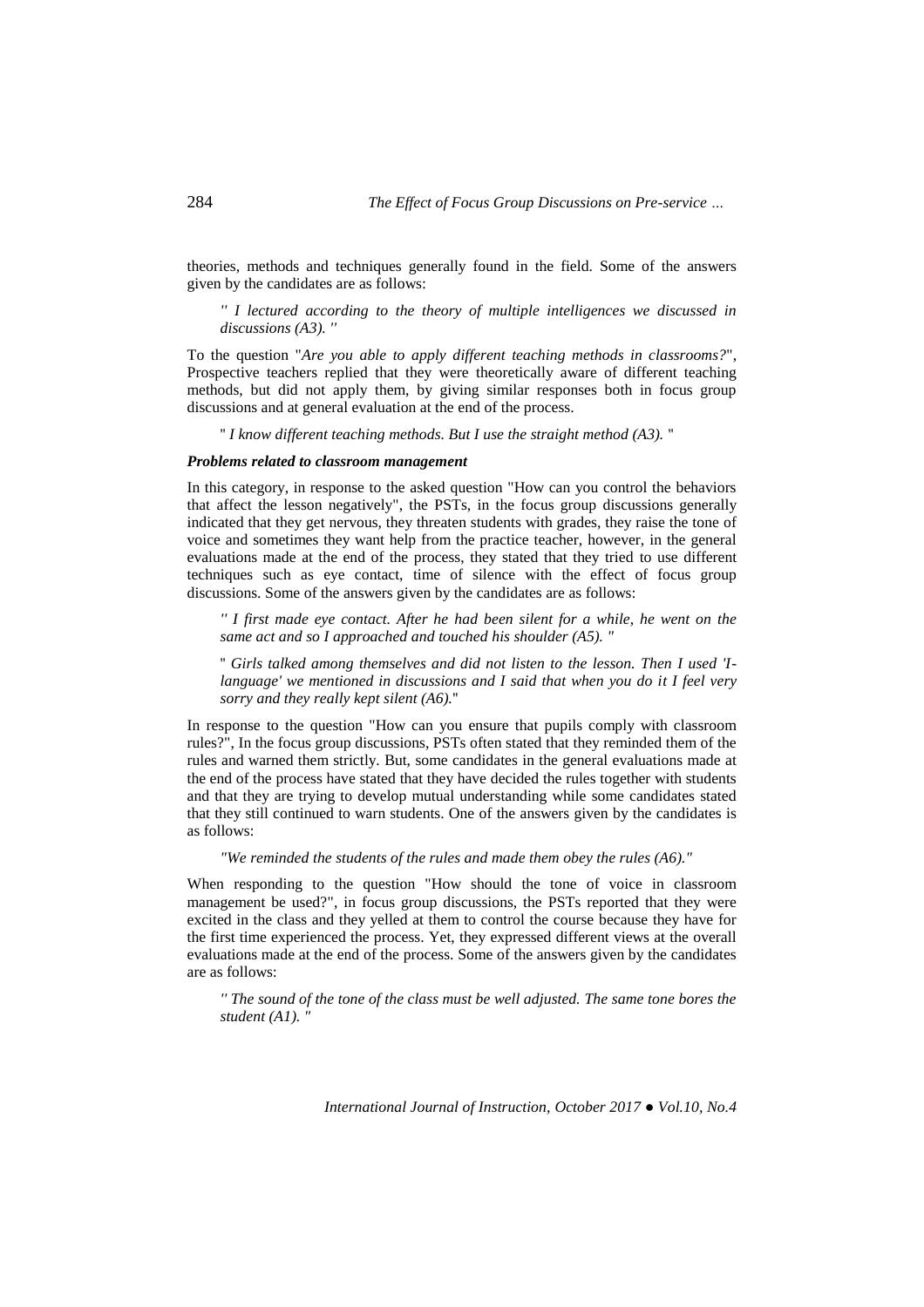theories, methods and techniques generally found in the field. Some of the answers given by the candidates are as follows:

> *'' I lectured according to the theory of multiple intelligences we discussed in discussions (A3). ''*

To the question "*Are you able to apply different teaching methods in classrooms?*", Prospective teachers replied that they were theoretically aware of different teaching methods, but did not apply them, by giving similar responses both in focus group discussions and at general evaluation at the end of the process.

> " *I know different teaching methods. But I use the straight method (A3).* "

***Problems related to classroom management***

In this category, in response to the asked question "How can you control the behaviors that affect the lesson negatively", the PSTs, in the focus group discussions generally indicated that they get nervous, they threaten students with grades, they raise the tone of voice and sometimes they want help from the practice teacher, however, in the general evaluations made at the end of the process, they stated that they tried to use different techniques such as eye contact, time of silence with the effect of focus group discussions. Some of the answers given by the candidates are as follows:

> *'' I first made eye contact. After he had been silent for a while, he went on the same act and so I approached and touched his shoulder (A5). ''*

> " *Girls talked among themselves and did not listen to the lesson. Then I used 'I-language' we mentioned in discussions and I said that when you do it I feel very sorry and they really kept silent (A6).*"

In response to the question "How can you ensure that pupils comply with classroom rules?", In the focus group discussions, PSTs often stated that they reminded them of the rules and warned them strictly. But, some candidates in the general evaluations made at the end of the process have stated that they have decided the rules together with students and that they are trying to develop mutual understanding while some candidates stated that they still continued to warn students. One of the answers given by the candidates is as follows:

> *"We reminded the students of the rules and made them obey the rules (A6)."*

When responding to the question "How should the tone of voice in classroom management be used?", in focus group discussions, the PSTs reported that they were excited in the class and they yelled at them to control the course because they have for the first time experienced the process. Yet, they expressed different views at the overall evaluations made at the end of the process. Some of the answers given by the candidates are as follows:

> *'' The sound of the tone of the class must be well adjusted. The same tone bores the student (A1). ''*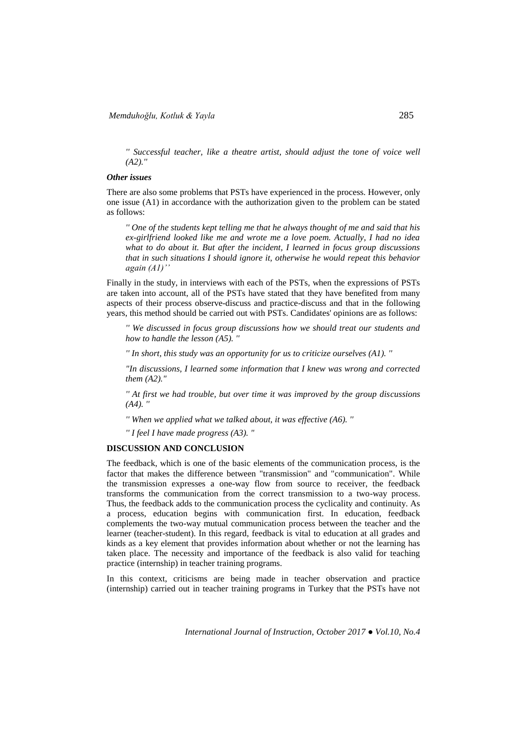> *'' Successful teacher, like a theatre artist, should adjust the tone of voice well (A2).''*

***Other issues***

There are also some problems that PSTs have experienced in the process. However, only one issue (A1) in accordance with the authorization given to the problem can be stated as follows:

> *'' One of the students kept telling me that he always thought of me and said that his ex-girlfriend looked like me and wrote me a love poem. Actually, I had no idea what to do about it. But after the incident, I learned in focus group discussions that in such situations I should ignore it, otherwise he would repeat this behavior again (A1)''*

Finally in the study, in interviews with each of the PSTs, when the expressions of PSTs are taken into account, all of the PSTs have stated that they have benefited from many aspects of their process observe-discuss and practice-discuss and that in the following years, this method should be carried out with PSTs. Candidates' opinions are as follows:

> *'' We discussed in focus group discussions how we should treat our students and how to handle the lesson (A5). ''*
>
> *'' In short, this study was an opportunity for us to criticize ourselves (A1). ''*
>
> *"In discussions, I learned some information that I knew was wrong and corrected them (A2)."*
>
> *'' At first we had trouble, but over time it was improved by the group discussions (A4). ''*
>
> *'' When we applied what we talked about, it was effective (A6). ''*
>
> *'' I feel I have made progress (A3). ''*

## DISCUSSION AND CONCLUSION

The feedback, which is one of the basic elements of the communication process, is the factor that makes the difference between "transmission" and "communication". While the transmission expresses a one-way flow from source to receiver, the feedback transforms the communication from the correct transmission to a two-way process. Thus, the feedback adds to the communication process the cyclicality and continuity. As a process, education begins with communication first. In education, feedback complements the two-way mutual communication process between the teacher and the learner (teacher-student). In this regard, feedback is vital to education at all grades and kinds as a key element that provides information about whether or not the learning has taken place. The necessity and importance of the feedback is also valid for teaching practice (internship) in teacher training programs.

In this context, criticisms are being made in teacher observation and practice (internship) carried out in teacher training programs in Turkey that the PSTs have not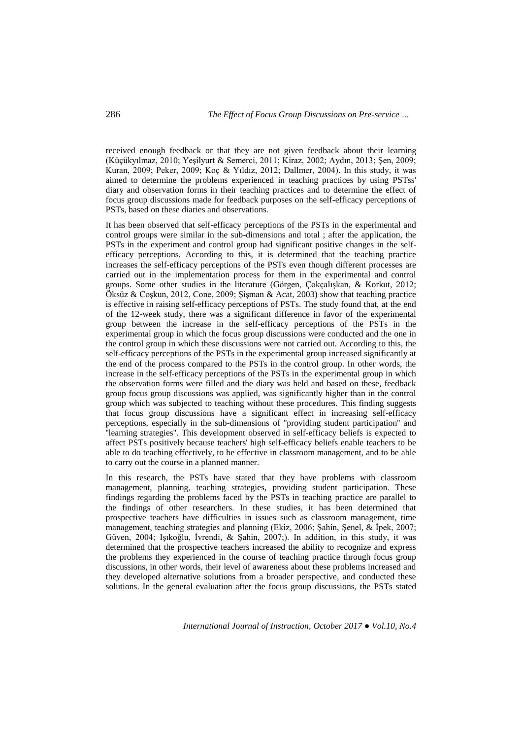received enough feedback or that they are not given feedback about their learning (Küçükyılmaz, 2010; Yeşilyurt & Semerci, 2011; Kiraz, 2002; Aydın, 2013; Şen, 2009; Kuran, 2009; Peker, 2009; Koç & Yıldız, 2012; Dallmer, 2004). In this study, it was aimed to determine the problems experienced in teaching practices by using PSTss' diary and observation forms in their teaching practices and to determine the effect of focus group discussions made for feedback purposes on the self-efficacy perceptions of PSTs, based on these diaries and observations.

It has been observed that self-efficacy perceptions of the PSTs in the experimental and control groups were similar in the sub-dimensions and total ; after the application, the PSTs in the experiment and control group had significant positive changes in the self-efficacy perceptions. According to this, it is determined that the teaching practice increases the self-efficacy perceptions of the PSTs even though different processes are carried out in the implementation process for them in the experimental and control groups. Some other studies in the literature (Görgen, Çokçalışkan, & Korkut, 2012; Öksüz & Coşkun, 2012, Cone, 2009; Şişman & Acat, 2003) show that teaching practice is effective in raising self-efficacy perceptions of PSTs. The study found that, at the end of the 12-week study, there was a significant difference in favor of the experimental group between the increase in the self-efficacy perceptions of the PSTs in the experimental group in which the focus group discussions were conducted and the one in the control group in which these discussions were not carried out. According to this, the self-efficacy perceptions of the PSTs in the experimental group increased significantly at the end of the process compared to the PSTs in the control group. In other words, the increase in the self-efficacy perceptions of the PSTs in the experimental group in which the observation forms were filled and the diary was held and based on these, feedback group focus group discussions was applied, was significantly higher than in the control group which was subjected to teaching without these procedures. This finding suggests that focus group discussions have a significant effect in increasing self-efficacy perceptions, especially in the sub-dimensions of "providing student participation" and "learning strategies". This development observed in self-efficacy beliefs is expected to affect PSTs positively because teachers' high self-efficacy beliefs enable teachers to be able to do teaching effectively, to be effective in classroom management, and to be able to carry out the course in a planned manner.

In this research, the PSTs have stated that they have problems with classroom management, planning, teaching strategies, providing student participation. These findings regarding the problems faced by the PSTs in teaching practice are parallel to the findings of other researchers. In these studies, it has been determined that prospective teachers have difficulties in issues such as classroom management, time management, teaching strategies and planning (Ekiz, 2006; Şahin, Şenel, & İpek, 2007; Güven, 2004; Işıkoğlu, İvrendi, & Şahin, 2007;). In addition, in this study, it was determined that the prospective teachers increased the ability to recognize and express the problems they experienced in the course of teaching practice through focus group discussions, in other words, their level of awareness about these problems increased and they developed alternative solutions from a broader perspective, and conducted these solutions. In the general evaluation after the focus group discussions, the PSTs stated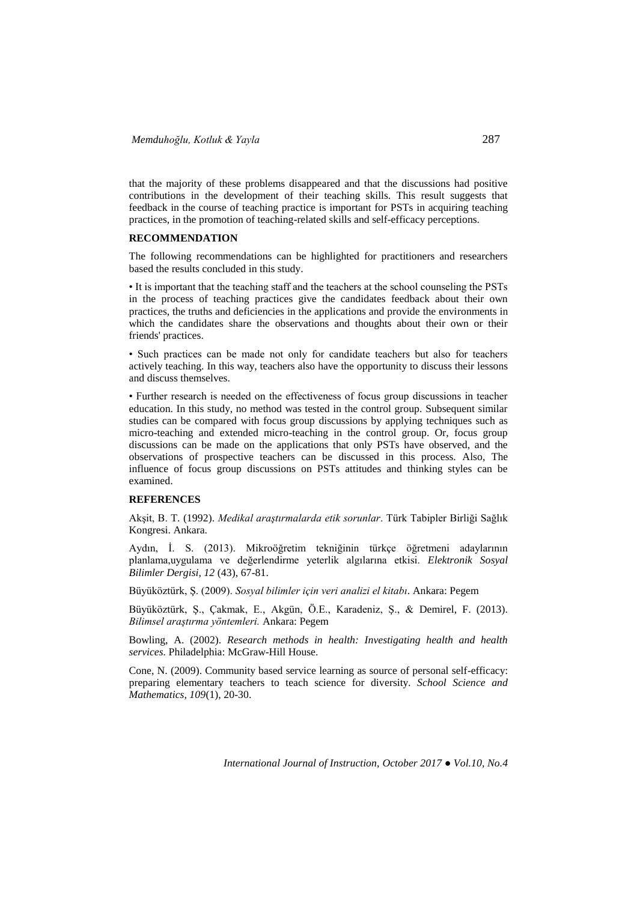that the majority of these problems disappeared and that the discussions had positive contributions in the development of their teaching skills. This result suggests that feedback in the course of teaching practice is important for PSTs in acquiring teaching practices, in the promotion of teaching-related skills and self-efficacy perceptions.

## RECOMMENDATION

The following recommendations can be highlighted for practitioners and researchers based the results concluded in this study.

• It is important that the teaching staff and the teachers at the school counseling the PSTs in the process of teaching practices give the candidates feedback about their own practices, the truths and deficiencies in the applications and provide the environments in which the candidates share the observations and thoughts about their own or their friends' practices.

• Such practices can be made not only for candidate teachers but also for teachers actively teaching. In this way, teachers also have the opportunity to discuss their lessons and discuss themselves.

• Further research is needed on the effectiveness of focus group discussions in teacher education. In this study, no method was tested in the control group. Subsequent similar studies can be compared with focus group discussions by applying techniques such as micro-teaching and extended micro-teaching in the control group. Or, focus group discussions can be made on the applications that only PSTs have observed, and the observations of prospective teachers can be discussed in this process. Also, The influence of focus group discussions on PSTs attitudes and thinking styles can be examined.

## REFERENCES

Akşit, B. T. (1992). *Medikal araştırmalarda etik sorunlar*. Türk Tabipler Birliği Sağlık Kongresi. Ankara.

Aydın, İ. S. (2013). Mikroöğretim tekniğinin türkçe öğretmeni adaylarının planlama,uygulama ve değerlendirme yeterlik algılarına etkisi. *Elektronik Sosyal Bilimler Dergisi, 12* (43), 67-81.

Büyüköztürk, Ş. (2009). *Sosyal bilimler için veri analizi el kitabı*. Ankara: Pegem

Büyüköztürk, Ş., Çakmak, E., Akgün, Ö.E., Karadeniz, Ş., & Demirel, F. (2013). *Bilimsel araştırma yöntemleri.* Ankara: Pegem

Bowling, A. (2002). *Research methods in health: Investigating health and health services.* Philadelphia: McGraw-Hill House.

Cone, N. (2009). Community based service learning as source of personal self-efficacy: preparing elementary teachers to teach science for diversity. *School Science and Mathematics, 109*(1), 20-30.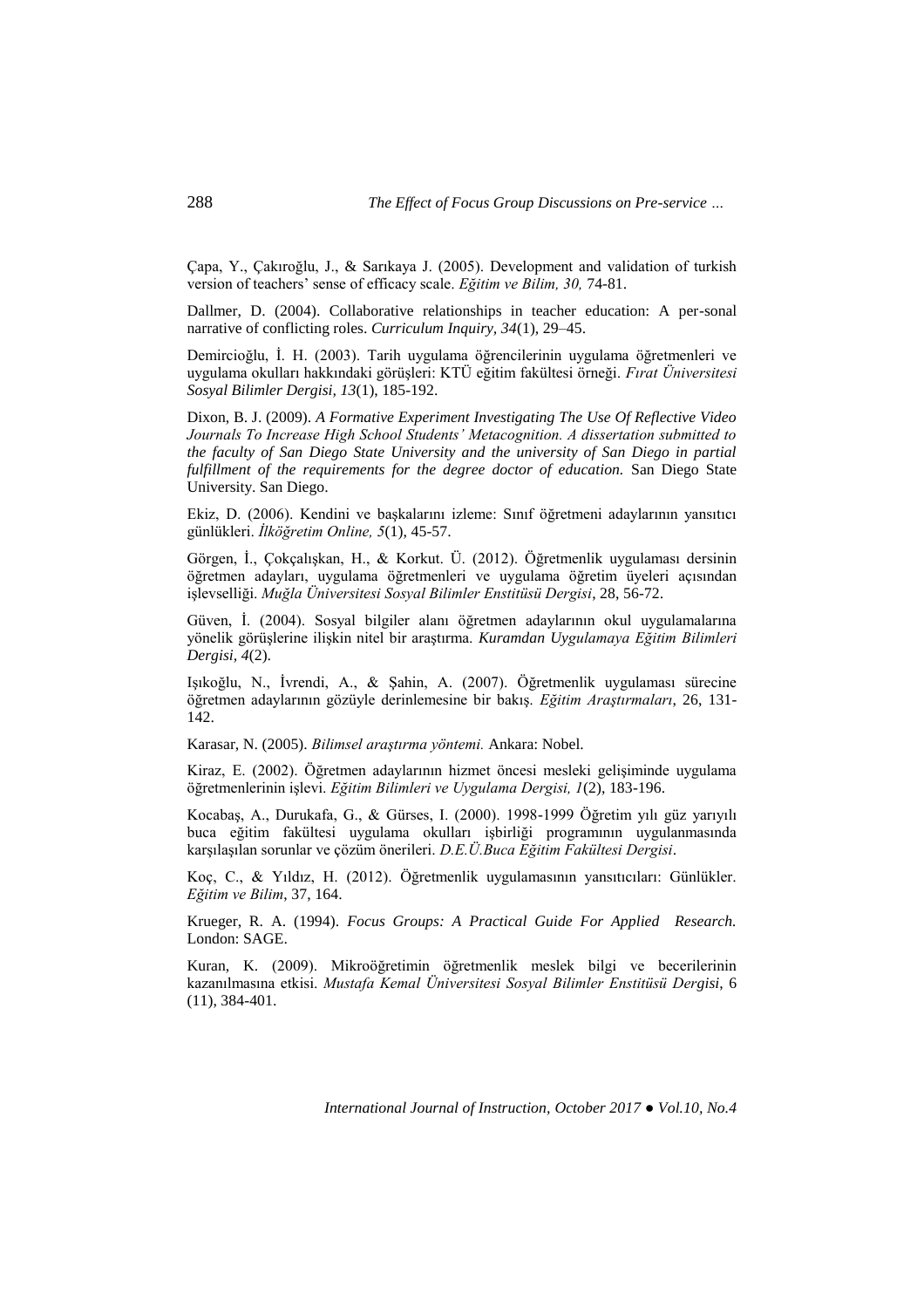Çapa, Y., Çakıroğlu, J., & Sarıkaya J. (2005). Development and validation of turkish version of teachers' sense of efficacy scale. *Eğitim ve Bilim, 30,* 74-81.

Dallmer, D. (2004). Collaborative relationships in teacher education: A per-sonal narrative of conflicting roles. *Curriculum Inquiry, 34*(1), 29–45.

Demircioğlu, İ. H. (2003). Tarih uygulama öğrencilerinin uygulama öğretmenleri ve uygulama okulları hakkındaki görüşleri: KTÜ eğitim fakültesi örneği. *Fırat Üniversitesi Sosyal Bilimler Dergisi, 13*(1), 185-192.

Dixon, B. J. (2009). *A Formative Experiment Investigating The Use Of Reflective Video Journals To Increase High School Students' Metacognition. A dissertation submitted to the faculty of San Diego State University and the university of San Diego in partial fulfillment of the requirements for the degree doctor of education.* San Diego State University. San Diego.

Ekiz, D. (2006). Kendini ve başkalarını izleme: Sınıf öğretmeni adaylarının yansıtıcı günlükleri. *İlköğretim Online, 5*(1), 45-57.

Görgen, İ., Çokçalışkan, H., & Korkut. Ü. (2012). Öğretmenlik uygulaması dersinin öğretmen adayları, uygulama öğretmenleri ve uygulama öğretim üyeleri açısından işlevselliği. *Muğla Üniversitesi Sosyal Bilimler Enstitüsü Dergisi*, 28, 56-72.

Güven, İ. (2004). Sosyal bilgiler alanı öğretmen adaylarının okul uygulamalarına yönelik görüşlerine ilişkin nitel bir araştırma. *Kuramdan Uygulamaya Eğitim Bilimleri Dergisi, 4*(2).

Işıkoğlu, N., İvrendi, A., & Şahin, A. (2007). Öğretmenlik uygulaması sürecine öğretmen adaylarının gözüyle derinlemesine bir bakış. *Eğitim Araştırmaları*, 26, 131-142.

Karasar, N. (2005). *Bilimsel araştırma yöntemi.* Ankara: Nobel.

Kiraz, E. (2002). Öğretmen adaylarının hizmet öncesi mesleki gelişiminde uygulama öğretmenlerinin işlevi. *Eğitim Bilimleri ve Uygulama Dergisi, 1*(2), 183-196.

Kocabaş, A., Durukafa, G., & Gürses, I. (2000). 1998-1999 Öğretim yılı güz yarıyılı buca eğitim fakültesi uygulama okulları işbirliği programının uygulanmasında karşılaşılan sorunlar ve çözüm önerileri. *D.E.Ü.Buca Eğitim Fakültesi Dergisi*.

Koç, C., & Yıldız, H. (2012). Öğretmenlik uygulamasının yansıtıcıları: Günlükler. *Eğitim ve Bilim*, 37, 164.

Krueger, R. A. (1994). *Focus Groups: A Practical Guide For Applied Research.* London: SAGE.

Kuran, K. (2009). Mikroöğretimin öğretmenlik meslek bilgi ve becerilerinin kazanılmasına etkisi. *Mustafa Kemal Üniversitesi Sosyal Bilimler Enstitüsü Dergisi*, 6 (11), 384-401.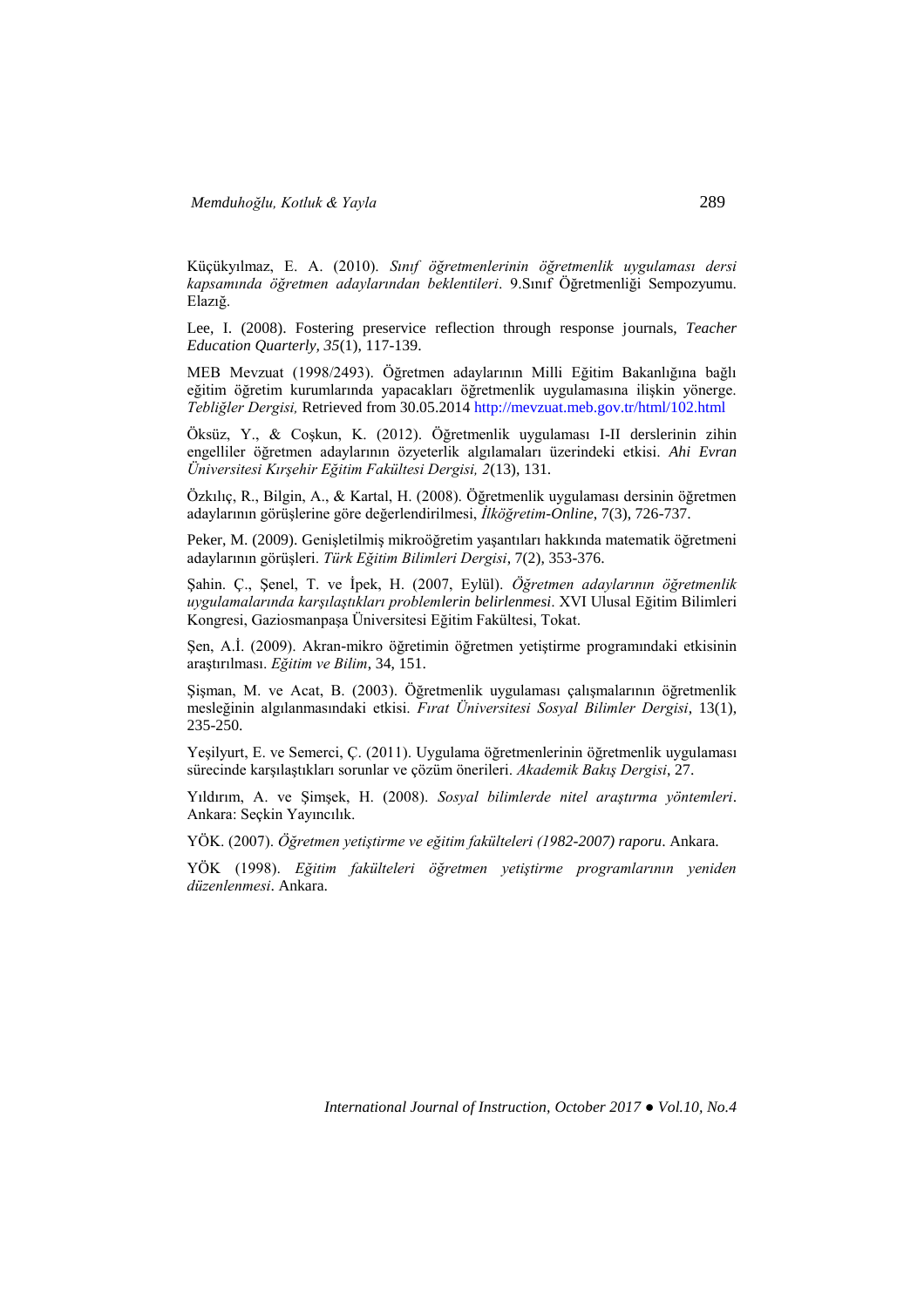Küçükyılmaz, E. A. (2010). *Sınıf öğretmenlerinin öğretmenlik uygulaması dersi kapsamında öğretmen adaylarından beklentileri*. 9.Sınıf Öğretmenliği Sempozyumu. Elazığ.

Lee, I. (2008). Fostering preservice reflection through response journals, *Teacher Education Quarterly, 35*(1), 117-139.

MEB Mevzuat (1998/2493). Öğretmen adaylarının Milli Eğitim Bakanlığına bağlı eğitim öğretim kurumlarında yapacakları öğretmenlik uygulamasına ilişkin yönerge. *Tebliğler Dergisi,* Retrieved from 30.05.2014 http://mevzuat.meb.gov.tr/html/102.html

Öksüz, Y., & Coşkun, K. (2012). Öğretmenlik uygulaması I-II derslerinin zihin engelliler öğretmen adaylarının özyeterlik algılamaları üzerindeki etkisi. *Ahi Evran Üniversitesi Kırşehir Eğitim Fakültesi Dergisi, 2*(13), 131.

Özkılıç, R., Bilgin, A., & Kartal, H. (2008). Öğretmenlik uygulaması dersinin öğretmen adaylarının görüşlerine göre değerlendirilmesi, *İlköğretim-Online*, 7(3), 726-737.

Peker, M. (2009). Genişletilmiş mikroöğretim yaşantıları hakkında matematik öğretmeni adaylarının görüşleri. *Türk Eğitim Bilimleri Dergisi*, 7(2), 353-376.

Şahin. Ç., Şenel, T. ve İpek, H. (2007, Eylül). *Öğretmen adaylarının öğretmenlik uygulamalarında karşılaştıkları problemlerin belirlenmesi*. XVI Ulusal Eğitim Bilimleri Kongresi, Gaziosmanpaşa Üniversitesi Eğitim Fakültesi, Tokat.

Şen, A.İ. (2009). Akran-mikro öğretimin öğretmen yetiştirme programındaki etkisinin araştırılması. *Eğitim ve Bilim*, 34, 151.

Şişman, M. ve Acat, B. (2003). Öğretmenlik uygulaması çalışmalarının öğretmenlik mesleğinin algılanmasındaki etkisi. *Fırat Üniversitesi Sosyal Bilimler Dergisi*, 13(1), 235-250.

Yeşilyurt, E. ve Semerci, Ç. (2011). Uygulama öğretmenlerinin öğretmenlik uygulaması sürecinde karşılaştıkları sorunlar ve çözüm önerileri. *Akademik Bakış Dergisi*, 27.

Yıldırım, A. ve Şimşek, H. (2008). *Sosyal bilimlerde nitel araştırma yöntemleri*. Ankara: Seçkin Yayıncılık.

YÖK. (2007). *Öğretmen yetiştirme ve eğitim fakülteleri (1982-2007) raporu*. Ankara.

YÖK (1998). *Eğitim fakülteleri öğretmen yetiştirme programlarının yeniden düzenlenmesi*. Ankara.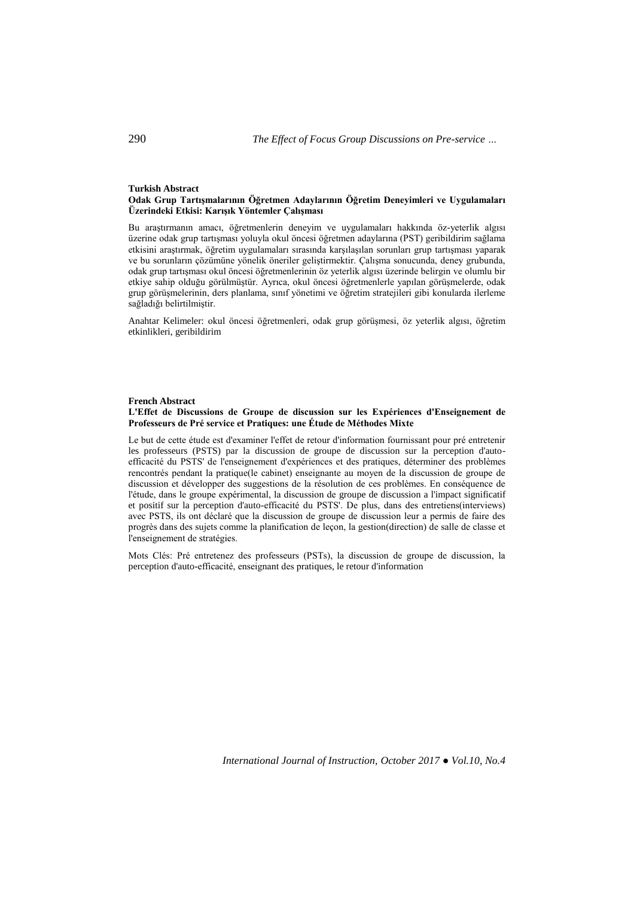**Turkish Abstract**

**Odak Grup Tartışmalarının Öğretmen Adaylarının Öğretim Deneyimleri ve Uygulamaları Üzerindeki Etkisi: Karışık Yöntemler Çalışması**

Bu araştırmanın amacı, öğretmenlerin deneyim ve uygulamaları hakkında öz-yeterlik algısı üzerine odak grup tartışması yoluyla okul öncesi öğretmen adaylarına (PST) geribildirim sağlama etkisini araştırmak, öğretim uygulamaları sırasında karşılaşılan sorunları grup tartışması yaparak ve bu sorunların çözümüne yönelik öneriler geliştirmektir. Çalışma sonucunda, deney grubunda, odak grup tartışması okul öncesi öğretmenlerinin öz yeterlik algısı üzerinde belirgin ve olumlu bir etkiye sahip olduğu görülmüştür. Ayrıca, okul öncesi öğretmenlerle yapılan görüşmelerde, odak grup görüşmelerinin, ders planlama, sınıf yönetimi ve öğretim stratejileri gibi konularda ilerleme sağladığı belirtilmiştir.

Anahtar Kelimeler: okul öncesi öğretmenleri, odak grup görüşmesi, öz yeterlik algısı, öğretim etkinlikleri, geribildirim

**French Abstract**

**L'Effet de Discussions de Groupe de discussion sur les Expériences d'Enseignement de Professeurs de Pré service et Pratiques: une Étude de Méthodes Mixte**

Le but de cette étude est d'examiner l'effet de retour d'information fournissant pour pré entretenir les professeurs (PSTS) par la discussion de groupe de discussion sur la perception d'auto-efficacité du PSTS' de l'enseignement d'expériences et des pratiques, déterminer des problèmes rencontrés pendant la pratique(le cabinet) enseignante au moyen de la discussion de groupe de discussion et développer des suggestions de la résolution de ces problèmes. En conséquence de l'étude, dans le groupe expérimental, la discussion de groupe de discussion a l'impact significatif et positif sur la perception d'auto-efficacité du PSTS'. De plus, dans des entretiens(interviews) avec PSTS, ils ont déclaré que la discussion de groupe de discussion leur a permis de faire des progrès dans des sujets comme la planification de leçon, la gestion(direction) de salle de classe et l'enseignement de stratégies.

Mots Clés: Pré entretenez des professeurs (PSTs), la discussion de groupe de discussion, la perception d'auto-efficacité, enseignant des pratiques, le retour d'information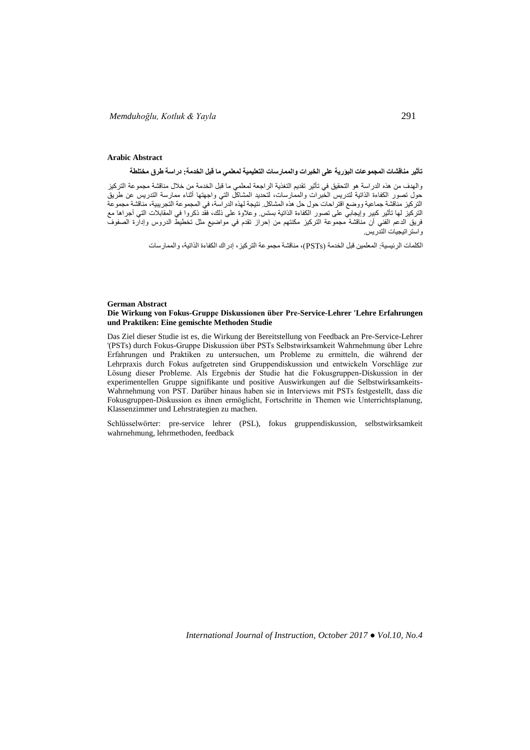**Arabic Abstract**

**تأثير مناقشات المجموعات البؤرية على الخبرات والممارسات التعليمية لمعلمي ما قبل الخدمة: دراسة طرق مختلطة**

والهدف من هذه الدراسة هو التحقيق في تأثير تقديم التغذية الراجعة لمعلمي ما قبل الخدمة من خلال مناقشة مجموعة التركيز حول تصور الكفاءة الذاتية لتدريس الخبرات والممارسات، لتحديد المشاكل التي واجهتها أثناء ممارسة التدريس عن طريق التركيز مناقشة جماعية ووضع اقتراحات حول حل هذه المشاكل. نتيجة لهذه الدراسة، في المجموعة التجريبية، مناقشة مجموعة التركيز لها تأثير كبير وإيجابي على تصور الكفاءة الذاتية بستس. وعلاوة على ذلك، فقد ذكروا في المقابلات التي أجراها مع فريق الدعم الفني أن مناقشة مجموعة التركيز مكنتهم من إحراز تقدم في مواضيع مثل تخطيط الدروس وإدارة الصفوف واستراتيجيات التدريس.

الكلمات الرئيسية: المعلمين قبل الخدمة (PSTs)، مناقشة مجموعة التركيز، إدراك الكفاءة الذاتية، والممارسات

**German Abstract**

**Die Wirkung von Fokus-Gruppe Diskussionen über Pre-Service-Lehrer 'Lehre Erfahrungen und Praktiken: Eine gemischte Methoden Studie**

Das Ziel dieser Studie ist es, die Wirkung der Bereitstellung von Feedback an Pre-Service-Lehrer '(PSTs) durch Fokus-Gruppe Diskussion über PSTs Selbstwirksamkeit Wahrnehmung über Lehre Erfahrungen und Praktiken zu untersuchen, um Probleme zu ermitteln, die während der Lehrpraxis durch Fokus aufgetreten sind Gruppendiskussion und entwickeln Vorschläge zur Lösung dieser Probleme. Als Ergebnis der Studie hat die Fokusgruppen-Diskussion in der experimentellen Gruppe signifikante und positive Auswirkungen auf die Selbstwirksamkeits-Wahrnehmung von PST. Darüber hinaus haben sie in Interviews mit PSTs festgestellt, dass die Fokusgruppen-Diskussion es ihnen ermöglicht, Fortschritte in Themen wie Unterrichtsplanung, Klassenzimmer und Lehrstrategien zu machen.

Schlüsselwörter: pre-service lehrer (PSL), fokus gruppendiskussion, selbstwirksamkeit wahrnehmung, lehrmethoden, feedback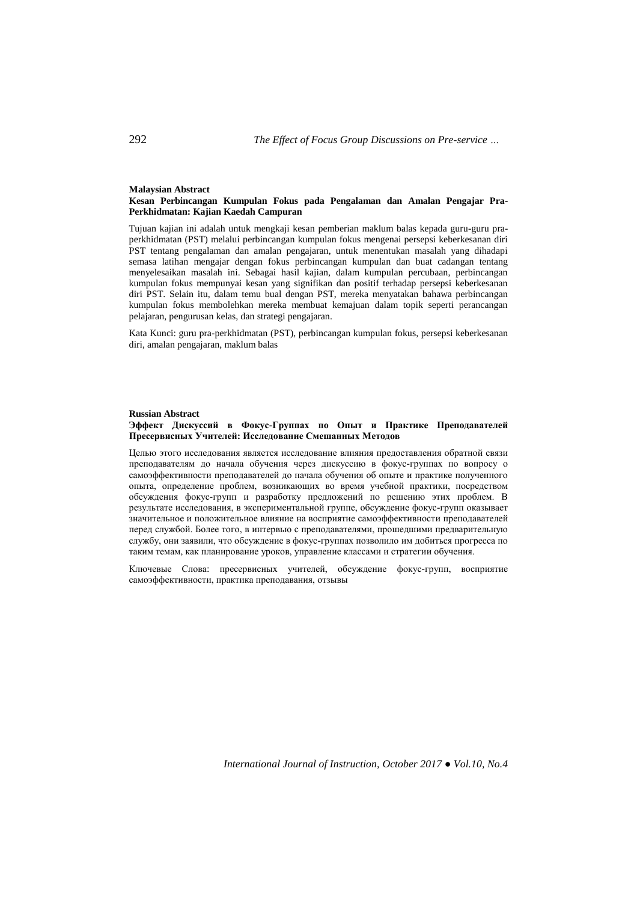**Malaysian Abstract**

**Kesan Perbincangan Kumpulan Fokus pada Pengalaman dan Amalan Pengajar Pra-Perkhidmatan: Kajian Kaedah Campuran**

Tujuan kajian ini adalah untuk mengkaji kesan pemberian maklum balas kepada guru-guru pra-perkhidmatan (PST) melalui perbincangan kumpulan fokus mengenai persepsi keberkesanan diri PST tentang pengalaman dan amalan pengajaran, untuk menentukan masalah yang dihadapi semasa latihan mengajar dengan fokus perbincangan kumpulan dan buat cadangan tentang menyelesaikan masalah ini. Sebagai hasil kajian, dalam kumpulan percubaan, perbincangan kumpulan fokus mempunyai kesan yang signifikan dan positif terhadap persepsi keberkesanan diri PST. Selain itu, dalam temu bual dengan PST, mereka menyatakan bahawa perbincangan kumpulan fokus membolehkan mereka membuat kemajuan dalam topik seperti perancangan pelajaran, pengurusan kelas, dan strategi pengajaran.

Kata Kunci: guru pra-perkhidmatan (PST), perbincangan kumpulan fokus, persepsi keberkesanan diri, amalan pengajaran, maklum balas

**Russian Abstract**

**Эффект Дискуссий в Фокус-Группах по Опыт и Практике Преподавателей Пресервисных Учителей: Исследование Смешанных Методов**

Целью этого исследования является исследование влияния предоставления обратной связи преподавателям до начала обучения через дискуссию в фокус-группах по вопросу о самоэффективности преподавателей до начала обучения об опыте и практике полученного опыта, определение проблем, возникающих во время учебной практики, посредством обсуждения фокус-групп и разработку предложений по решению этих проблем. В результате исследования, в экспериментальной группе, обсуждение фокус-групп оказывает значительное и положительное влияние на восприятие самоэффективности преподавателей перед службой. Более того, в интервью с преподавателями, прошедшими предварительную службу, они заявили, что обсуждение в фокус-группах позволило им добиться прогресса по таким темам, как планирование уроков, управление классами и стратегии обучения.

Ключевые Слова: пресервисных учителей, обсуждение фокус-групп, восприятие самоэффективности, практика преподавания, отзывы